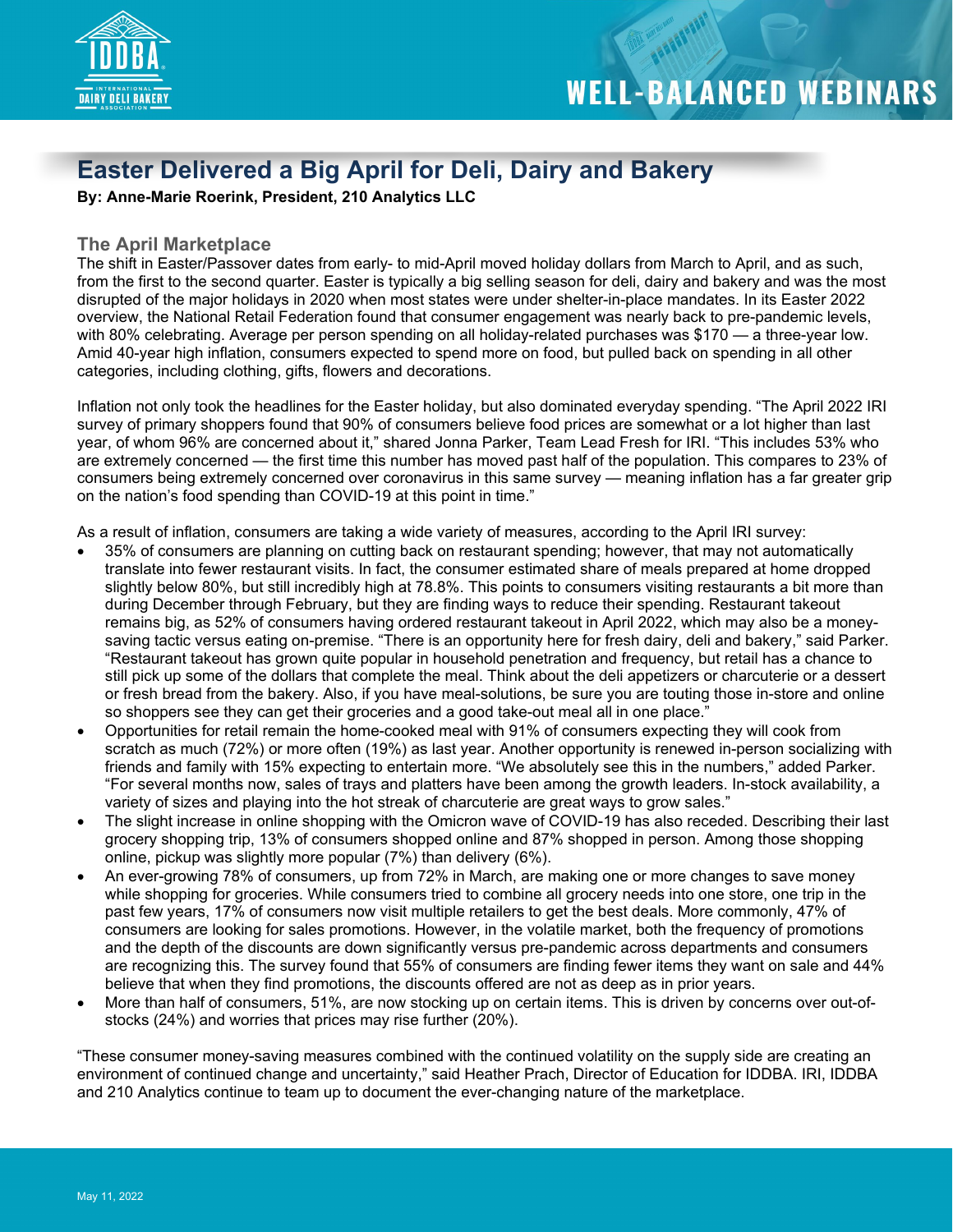# Easter Delivered a Big April for Deli, Dairy and Bakery

**By: Anne-Marie Roerink, President, 210 Analytics LLC**

## The April Marketplace

The shift in Easter/Passover dates from early- to mid-April moved holiday dollars from March to April, and as such, from the first to the second quarter. Easter is typically a big selling season for deli, dairy and bakery and was the most disrupted of the major holidays in 2020 when most states were under shelter-in-place mandates. In its Easter 2022 overview, the National Retail Federation found that consumer engagement was nearly back to pre-pandemic levels, with 80% celebrating. Average per person spending on all holiday-related purchases was $170 — a three-year low. Amid 40-year high inflation, consumers expected to spend more on food, but pulled back on spending in all other categories, including clothing, gifts, flowers and decorations.

Inflation not only took the headlines for the Easter holiday, but also dominated everyday spending. "The April 2022 IRI survey of primary shoppers found that 90% of consumers believe food prices are somewhat or a lot higher than last year, of whom 96% are concerned about it," shared Jonna Parker, Team Lead Fresh for IRI. "This includes 53% who are extremely concerned — the first time this number has moved past half of the population. This compares to 23% of consumers being extremely concerned over coronavirus in this same survey — meaning inflation has a far greater grip on the nation's food spending than COVID-19 at this point in time."

As a result of inflation, consumers are taking a wide variety of measures, according to the April IRI survey:

- 35% of consumers are planning on cutting back on restaurant spending; however, that may not automatically translate into fewer restaurant visits. In fact, the consumer estimated share of meals prepared at home dropped slightly below 80%, but still incredibly high at 78.8%. This points to consumers visiting restaurants a bit more than during December through February, but they are finding ways to reduce their spending. Restaurant takeout remains big, as 52% of consumers having ordered restaurant takeout in April 2022, which may also be a money-saving tactic versus eating on-premise. "There is an opportunity here for fresh dairy, deli and bakery," said Parker. "Restaurant takeout has grown quite popular in household penetration and frequency, but retail has a chance to still pick up some of the dollars that complete the meal. Think about the deli appetizers or charcuterie or a dessert or fresh bread from the bakery. Also, if you have meal-solutions, be sure you are touting those in-store and online so shoppers see they can get their groceries and a good take-out meal all in one place."
- Opportunities for retail remain the home-cooked meal with 91% of consumers expecting they will cook from scratch as much (72%) or more often (19%) as last year. Another opportunity is renewed in-person socializing with friends and family with 15% expecting to entertain more. "We absolutely see this in the numbers," added Parker. "For several months now, sales of trays and platters have been among the growth leaders. In-stock availability, a variety of sizes and playing into the hot streak of charcuterie are great ways to grow sales."
- The slight increase in online shopping with the Omicron wave of COVID-19 has also receded. Describing their last grocery shopping trip, 13% of consumers shopped online and 87% shopped in person. Among those shopping online, pickup was slightly more popular (7%) than delivery (6%).
- An ever-growing 78% of consumers, up from 72% in March, are making one or more changes to save money while shopping for groceries. While consumers tried to combine all grocery needs into one store, one trip in the past few years, 17% of consumers now visit multiple retailers to get the best deals. More commonly, 47% of consumers are looking for sales promotions. However, in the volatile market, both the frequency of promotions and the depth of the discounts are down significantly versus pre-pandemic across departments and consumers are recognizing this. The survey found that 55% of consumers are finding fewer items they want on sale and 44% believe that when they find promotions, the discounts offered are not as deep as in prior years.
- More than half of consumers, 51%, are now stocking up on certain items. This is driven by concerns over out-of-stocks (24%) and worries that prices may rise further (20%).

"These consumer money-saving measures combined with the continued volatility on the supply side are creating an environment of continued change and uncertainty," said Heather Prach, Director of Education for IDDBA. IRI, IDDBA and 210 Analytics continue to team up to document the ever-changing nature of the marketplace.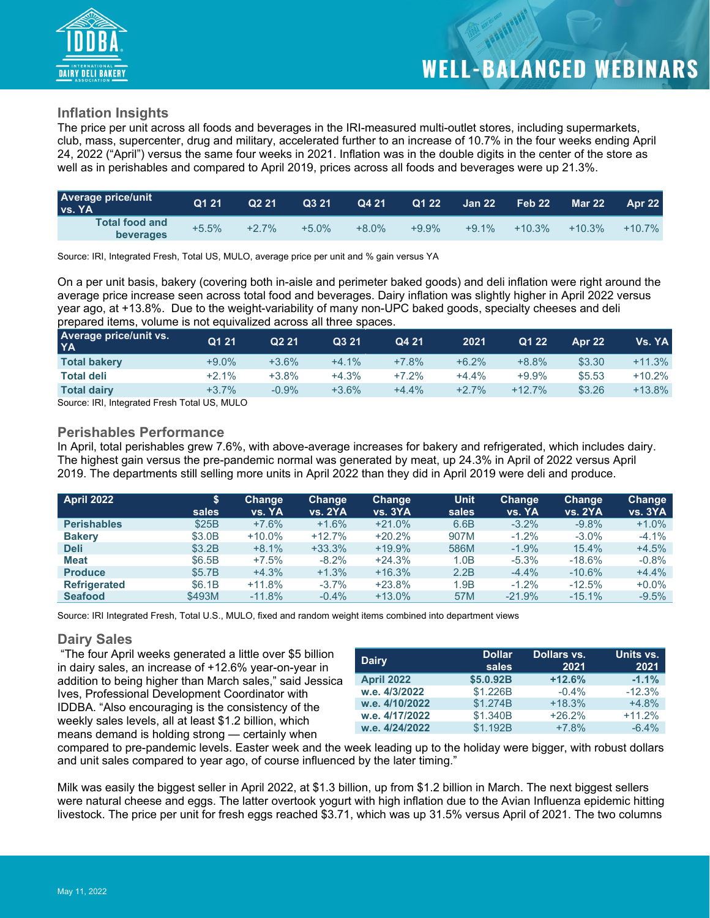## Inflation Insights

The price per unit across all foods and beverages in the IRI-measured multi-outlet stores, including supermarkets, club, mass, supercenter, drug and military, accelerated further to an increase of 10.7% in the four weeks ending April 24, 2022 ("April") versus the same four weeks in 2021. Inflation was in the double digits in the center of the store as well as in perishables and compared to April 2019, prices across all foods and beverages were up 21.3%.

| Average price/unit vs. YA | Q1 21 | Q2 21 | Q3 21 | Q4 21 | Q1 22 | Jan 22 | Feb 22 | Mar 22 | Apr 22 |
|---|---|---|---|---|---|---|---|---|---|
| Total food and beverages | +5.5% | +2.7% | +5.0% | +8.0% | +9.9% | +9.1% | +10.3% | +10.3% | +10.7% |

Source: IRI, Integrated Fresh, Total US, MULO, average price per unit and % gain versus YA

On a per unit basis, bakery (covering both in-aisle and perimeter baked goods) and deli inflation were right around the average price increase seen across total food and beverages. Dairy inflation was slightly higher in April 2022 versus year ago, at +13.8%. Due to the weight-variability of many non-UPC baked goods, specialty cheeses and deli prepared items, volume is not equivalized across all three spaces.

| Average price/unit vs. YA | Q1 21 | Q2 21 | Q3 21 | Q4 21 | 2021 | Q1 22 | Apr 22 | Vs. YA |
|---|---|---|---|---|---|---|---|---|
| **Total bakery** | +9.0% | +3.6% | +4.1% | +7.8% | +6.2% | +8.8% | $3.30 | +11.3% |
| **Total deli** | +2.1% | +3.8% | +4.3% | +7.2% | +4.4% | +9.9% | $5.53 | +10.2% |
| **Total dairy** | +3.7% | -0.9% | +3.6% | +4.4% | +2.7% | +12.7% | $3.26 | +13.8% |

Source: IRI, Integrated Fresh Total US, MULO

## Perishables Performance

In April, total perishables grew 7.6%, with above-average increases for bakery and refrigerated, which includes dairy. The highest gain versus the pre-pandemic normal was generated by meat, up 24.3% in April of 2022 versus April 2019. The departments still selling more units in April 2022 than they did in April 2019 were deli and produce.

| April 2022 | $ sales | Change vs. YA | Change vs. 2YA | Change vs. 3YA | Unit sales | Change vs. YA | Change vs. 2YA | Change vs. 3YA |
|---|---|---|---|---|---|---|---|---|
| **Perishables** | $25B | +7.6% | +1.6% | +21.0% | 6.6B | -3.2% | -9.8% | +1.0% |
| **Bakery** | $3.0B | +10.0% | +12.7% | +20.2% | 907M | -1.2% | -3.0% | -4.1% |
| **Deli** | $3.2B | +8.1% | +33.3% | +19.9% | 586M | -1.9% | 15.4% | +4.5% |
| **Meat** | $6.5B | +7.5% | -8.2% | +24.3% | 1.0B | -5.3% | -18.6% | -0.8% |
| **Produce** | $5.7B | +4.3% | +1.3% | +16.3% | 2.2B | -4.4% | -10.6% | +4.4% |
| **Refrigerated** | $6.1B | +11.8% | -3.7% | +23.8% | 1.9B | -1.2% | -12.5% | +0.0% |
| **Seafood** | $493M | -11.8% | -0.4% | +13.0% | 57M | -21.9% | -15.1% | -9.5% |

Source: IRI Integrated Fresh, Total U.S., MULO, fixed and random weight items combined into department views

## Dairy Sales

"The four April weeks generated a little over $5 billion in dairy sales, an increase of +12.6% year-on-year in addition to being higher than March sales," said Jessica Ives, Professional Development Coordinator with IDDBA. "Also encouraging is the consistency of the weekly sales levels, all at least $1.2 billion, which means demand is holding strong — certainly when compared to pre-pandemic levels. Easter week and the week leading up to the holiday were bigger, with robust dollars and unit sales compared to year ago, of course influenced by the later timing."

| Dairy | Dollar sales | Dollars vs. 2021 | Units vs. 2021 |
|---|---|---|---|
| **April 2022** | **$5.092B** | **+12.6%** | **-1.1%** |
| **w.e. 4/3/2022** | $1.226B | -0.4% | -12.3% |
| **w.e. 4/10/2022** | $1.274B | +18.3% | +4.8% |
| **w.e. 4/17/2022** | $1.340B | +26.2% | +11.2% |
| **w.e. 4/24/2022** | $1.192B | +7.8% | -6.4% |

Milk was easily the biggest seller in April 2022, at $1.3 billion, up from $1.2 billion in March. The next biggest sellers were natural cheese and eggs. The latter overtook yogurt with high inflation due to the Avian Influenza epidemic hitting livestock. The price per unit for fresh eggs reached $3.71, which was up 31.5% versus April of 2021. The two columns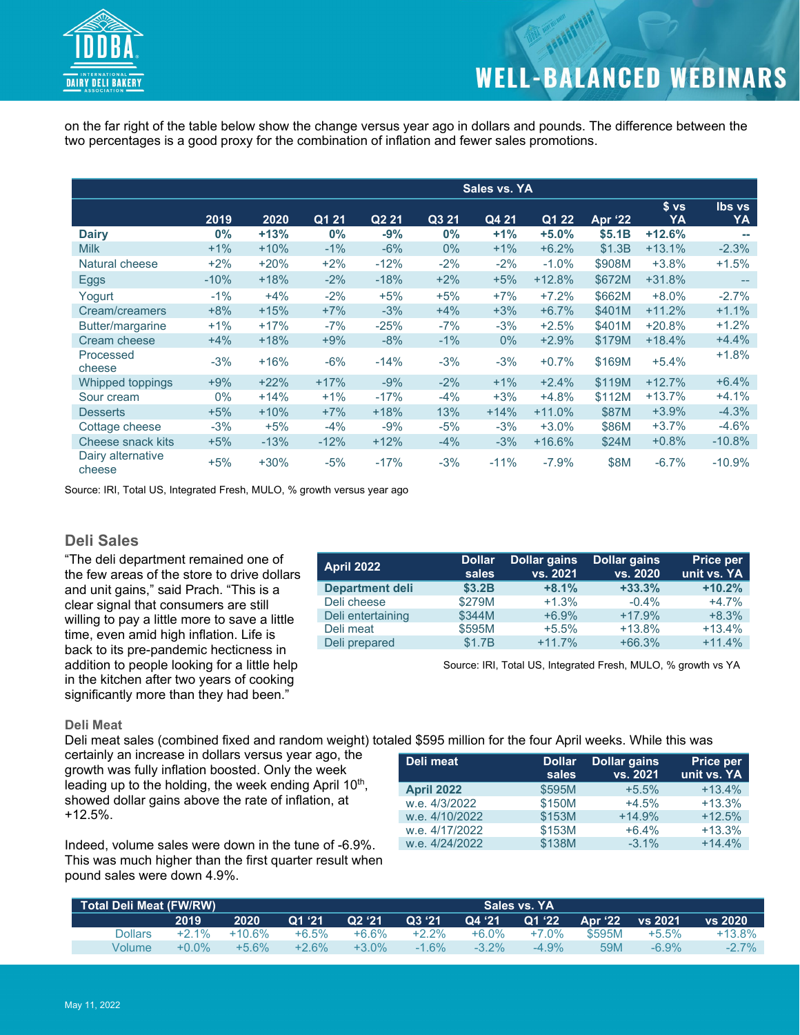on the far right of the table below show the change versus year ago in dollars and pounds. The difference between the two percentages is a good proxy for the combination of inflation and fewer sales promotions.

| | Sales vs. YA | | | | | | | | | |
|---|---|---|---|---|---|---|---|---|---|---|
| | 2019 | 2020 | Q1 21 | Q2 21 | Q3 21 | Q4 21 | Q1 22 | Apr '22 | $ vs YA | lbs vs YA |
| **Dairy** | **0%** | **+13%** | **0%** | **-9%** | **0%** | **+1%** | **+5.0%** | **$5.1B** | **+12.6%** | **--** |
| Milk | +1% | +10% | -1% | -6% | 0% | +1% | +6.2% | $1.3B | +13.1% | -2.3% |
| Natural cheese | +2% | +20% | +2% | -12% | -2% | -2% | -1.0% | $908M | +3.8% | +1.5% |
| Eggs | -10% | +18% | -2% | -18% | +2% | +5% | +12.8% | $672M | +31.8% | -- |
| Yogurt | -1% | +4% | -2% | +5% | +5% | +7% | +7.2% | $662M | +8.0% | -2.7% |
| Cream/creamers | +8% | +15% | +7% | -3% | +4% | +3% | +6.7% | $401M | +11.2% | +1.1% |
| Butter/margarine | +1% | +17% | -7% | -25% | -7% | -3% | +2.5% | $401M | +20.8% | +1.2% |
| Cream cheese | +4% | +18% | +9% | -8% | -1% | 0% | +2.9% | $179M | +18.4% | +4.4% |
| Processed cheese | -3% | +16% | -6% | -14% | -3% | -3% | +0.7% | $169M | +5.4% | +1.8% |
| Whipped toppings | +9% | +22% | +17% | -9% | -2% | +1% | +2.4% | $119M | +12.7% | +6.4% |
| Sour cream | 0% | +14% | +1% | -17% | -4% | +3% | +4.8% | $112M | +13.7% | +4.1% |
| Desserts | +5% | +10% | +7% | +18% | 13% | +14% | +11.0% | $87M | +3.9% | -4.3% |
| Cottage cheese | -3% | +5% | -4% | -9% | -5% | -3% | +3.0% | $86M | +3.7% | -4.6% |
| Cheese snack kits | +5% | -13% | -12% | +12% | -4% | -3% | +16.6% | $24M | +0.8% | -10.8% |
| Dairy alternative cheese | +5% | +30% | -5% | -17% | -3% | -11% | -7.9% | $8M | -6.7% | -10.9% |

Source: IRI, Total US, Integrated Fresh, MULO, % growth versus year ago

## Deli Sales

"The deli department remained one of the few areas of the store to drive dollars and unit gains," said Prach. "This is a clear signal that consumers are still willing to pay a little more to save a little time, even amid high inflation. Life is back to its pre-pandemic hecticness in addition to people looking for a little help in the kitchen after two years of cooking significantly more than they had been."

| April 2022 | Dollar sales | Dollar gains vs. 2021 | Dollar gains vs. 2020 | Price per unit vs. YA |
|---|---|---|---|---|
| **Department deli** | **$3.2B** | **+8.1%** | **+33.3%** | **+10.2%** |
| Deli cheese | $279M | +1.3% | -0.4% | +4.7% |
| Deli entertaining | $344M | +6.9% | +17.9% | +8.3% |
| Deli meat | $595M | +5.5% | +13.8% | +13.4% |
| Deli prepared | $1.7B | +11.7% | +66.3% | +11.4% |

Source: IRI, Total US, Integrated Fresh, MULO, % growth vs YA

### Deli Meat

Deli meat sales (combined fixed and random weight) totaled $595 million for the four April weeks. While this was certainly an increase in dollars versus year ago, the growth was fully inflation boosted. Only the week leading up to the holiday, the week ending April 10th, showed dollar gains above the rate of inflation, at +12.5%.

| Deli meat | Dollar sales | Dollar gains vs. 2021 | Price per unit vs. YA |
|---|---|---|---|
| **April 2022** | $595M | +5.5% | +13.4% |
| w.e. 4/3/2022 | $150M | +4.5% | +13.3% |
| w.e. 4/10/2022 | $153M | +14.9% | +12.5% |
| w.e. 4/17/2022 | $153M | +6.4% | +13.3% |
| w.e. 4/24/2022 | $138M | -3.1% | +14.4% |

Indeed, volume sales were down in the tune of -6.9%. This was much higher than the first quarter result when pound sales were down 4.9%.

| Total Deli Meat (FW/RW) | Sales vs. YA | | | | | | | | | |
|---|---|---|---|---|---|---|---|---|---|---|
| | 2019 | 2020 | Q1 '21 | Q2 '21 | Q3 '21 | Q4 '21 | Q1 '22 | Apr '22 | vs 2021 | vs 2020 |
| Dollars | +2.1% | +10.6% | +6.5% | +6.6% | +2.2% | +6.0% | +7.0% | $595M | +5.5% | +13.8% |
| Volume | +0.0% | +5.6% | +2.6% | +3.0% | -1.6% | -3.2% | -4.9% | 59M | -6.9% | -2.7% |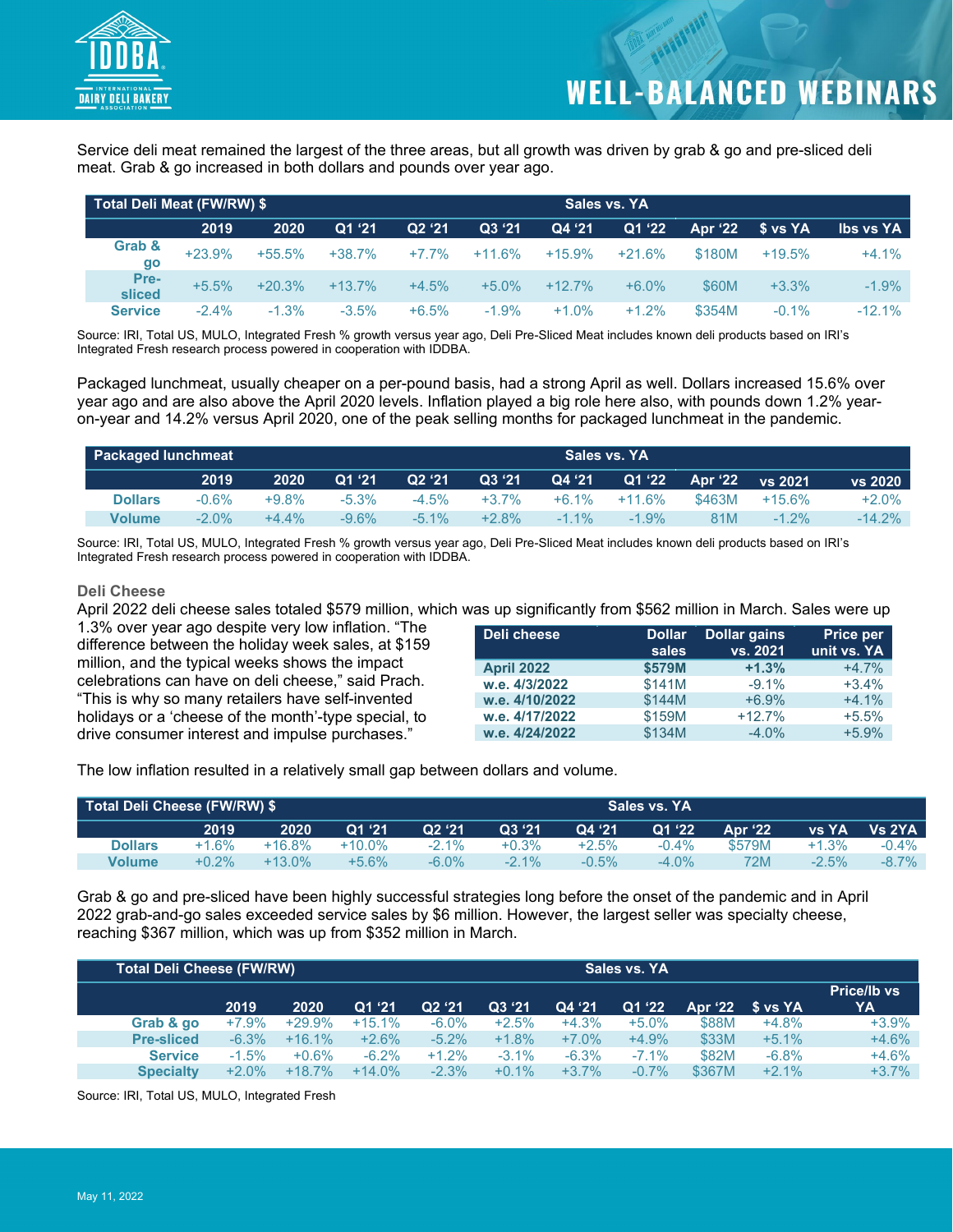Service deli meat remained the largest of the three areas, but all growth was driven by grab & go and pre-sliced deli meat. Grab & go increased in both dollars and pounds over year ago.

| Total Deli Meat (FW/RW) $ | | | | | Sales vs. YA | | | | | |
|---|---|---|---|---|---|---|---|---|---|---|
| | 2019 | 2020 | Q1 '21 | Q2 '21 | Q3 '21 | Q4 '21 | Q1 '22 | Apr '22 | $ vs YA | lbs vs YA |
| Grab & go | +23.9% | +55.5% | +38.7% | +7.7% | +11.6% | +15.9% | +21.6% | $180M | +19.5% | +4.1% |
| Pre-sliced | +5.5% | +20.3% | +13.7% | +4.5% | +5.0% | +12.7% | +6.0% | $60M | +3.3% | -1.9% |
| Service | -2.4% | -1.3% | -3.5% | +6.5% | -1.9% | +1.0% | +1.2% | $354M | -0.1% | -12.1% |

Source: IRI, Total US, MULO, Integrated Fresh % growth versus year ago, Deli Pre-Sliced Meat includes known deli products based on IRI's Integrated Fresh research process powered in cooperation with IDDBA.

Packaged lunchmeat, usually cheaper on a per-pound basis, had a strong April as well. Dollars increased 15.6% over year ago and are also above the April 2020 levels. Inflation played a big role here also, with pounds down 1.2% year-on-year and 14.2% versus April 2020, one of the peak selling months for packaged lunchmeat in the pandemic.

| Packaged lunchmeat | | | | | Sales vs. YA | | | | | |
|---|---|---|---|---|---|---|---|---|---|---|
| | 2019 | 2020 | Q1 '21 | Q2 '21 | Q3 '21 | Q4 '21 | Q1 '22 | Apr '22 | vs 2021 | vs 2020 |
| Dollars | -0.6% | +9.8% | -5.3% | -4.5% | +3.7% | +6.1% | +11.6% | $463M | +15.6% | +2.0% |
| Volume | -2.0% | +4.4% | -9.6% | -5.1% | +2.8% | -1.1% | -1.9% | 81M | -1.2% | -14.2% |

Source: IRI, Total US, MULO, Integrated Fresh % growth versus year ago, Deli Pre-Sliced Meat includes known deli products based on IRI's Integrated Fresh research process powered in cooperation with IDDBA.

### Deli Cheese

April 2022 deli cheese sales totaled $579 million, which was up significantly from $562 million in March. Sales were up 1.3% over year ago despite very low inflation. "The difference between the holiday week sales, at $159 million, and the typical weeks shows the impact celebrations can have on deli cheese," said Prach. "This is why so many retailers have self-invented holidays or a 'cheese of the month'-type special, to drive consumer interest and impulse purchases."

| Deli cheese | Dollar sales | Dollar gains vs. 2021 | Price per unit vs. YA |
|---|---|---|---|
| April 2022 | $579M | +1.3% | +4.7% |
| w.e. 4/3/2022 | $141M | -9.1% | +3.4% |
| w.e. 4/10/2022 | $144M | +6.9% | +4.1% |
| w.e. 4/17/2022 | $159M | +12.7% | +5.5% |
| w.e. 4/24/2022 | $134M | -4.0% | +5.9% |

The low inflation resulted in a relatively small gap between dollars and volume.

| Total Deli Cheese (FW/RW) $ | | | | | Sales vs. YA | | | | | |
|---|---|---|---|---|---|---|---|---|---|---|
| | 2019 | 2020 | Q1 '21 | Q2 '21 | Q3 '21 | Q4 '21 | Q1 '22 | Apr '22 | vs YA | Vs 2YA |
| Dollars | +1.6% | +16.8% | +10.0% | -2.1% | +0.3% | +2.5% | -0.4% | $579M | +1.3% | -0.4% |
| Volume | +0.2% | +13.0% | +5.6% | -6.0% | -2.1% | -0.5% | -4.0% | 72M | -2.5% | -8.7% |

Grab & go and pre-sliced have been highly successful strategies long before the onset of the pandemic and in April 2022 grab-and-go sales exceeded service sales by $6 million. However, the largest seller was specialty cheese, reaching $367 million, which was up from $352 million in March.

| Total Deli Cheese (FW/RW) | | | | | Sales vs. YA | | | | | |
|---|---|---|---|---|---|---|---|---|---|---|
| | 2019 | 2020 | Q1 '21 | Q2 '21 | Q3 '21 | Q4 '21 | Q1 '22 | Apr '22 | $ vs YA | Price/lb vs YA |
| Grab & go | +7.9% | +29.9% | +15.1% | -6.0% | +2.5% | +4.3% | +5.0% | $88M | +4.8% | +3.9% |
| Pre-sliced | -6.3% | +16.1% | +2.6% | -5.2% | +1.8% | +7.0% | +4.9% | $33M | +5.1% | +4.6% |
| Service | -1.5% | +0.6% | -6.2% | +1.2% | -3.1% | -6.3% | -7.1% | $82M | -6.8% | +4.6% |
| Specialty | +2.0% | +18.7% | +14.0% | -2.3% | +0.1% | +3.7% | -0.7% | $367M | +2.1% | +3.7% |

Source: IRI, Total US, MULO, Integrated Fresh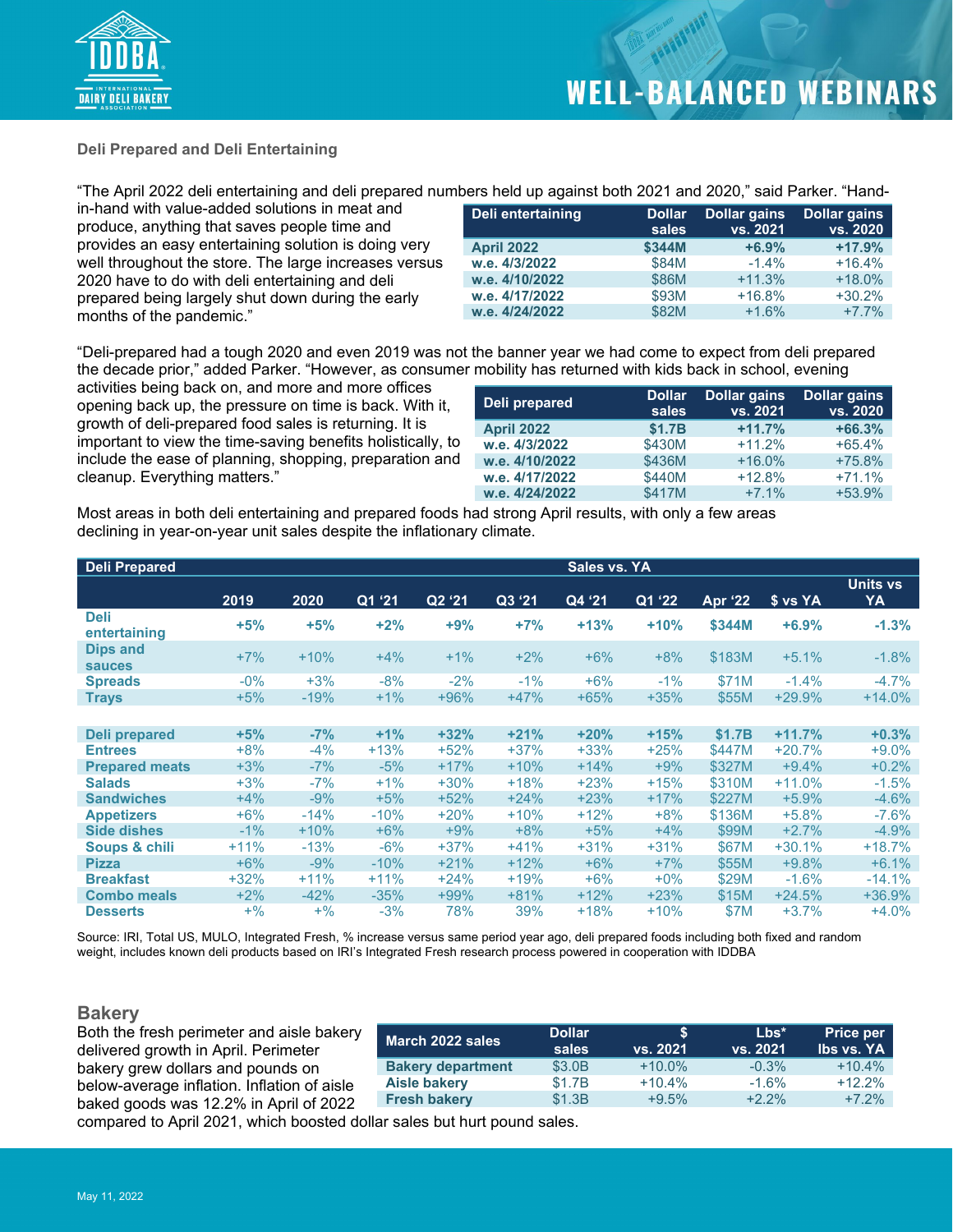## Deli Prepared and Deli Entertaining

"The April 2022 deli entertaining and deli prepared numbers held up against both 2021 and 2020," said Parker. "Hand-in-hand with value-added solutions in meat and produce, anything that saves people time and provides an easy entertaining solution is doing very well throughout the store. The large increases versus 2020 have to do with deli entertaining and deli prepared being largely shut down during the early months of the pandemic."

| Deli entertaining | Dollar sales | Dollar gains vs. 2021 | Dollar gains vs. 2020 |
|---|---|---|---|
| **April 2022** | **$344M** | **+6.9%** | **+17.9%** |
| w.e. 4/3/2022 | $84M | -1.4% | +16.4% |
| w.e. 4/10/2022 | $86M | +11.3% | +18.0% |
| w.e. 4/17/2022 | $93M | +16.8% | +30.2% |
| w.e. 4/24/2022 | $82M | +1.6% | +7.7% |

"Deli-prepared had a tough 2020 and even 2019 was not the banner year we had come to expect from deli prepared the decade prior," added Parker. "However, as consumer mobility has returned with kids back in school, evening activities being back on, and more and more offices opening back up, the pressure on time is back. With it, growth of deli-prepared food sales is returning. It is important to view the time-saving benefits holistically, to include the ease of planning, shopping, preparation and cleanup. Everything matters."

| Deli prepared | Dollar sales | Dollar gains vs. 2021 | Dollar gains vs. 2020 |
|---|---|---|---|
| **April 2022** | **$1.7B** | **+11.7%** | **+66.3%** |
| w.e. 4/3/2022 | $430M | +11.2% | +65.4% |
| w.e. 4/10/2022 | $436M | +16.0% | +75.8% |
| w.e. 4/17/2022 | $440M | +12.8% | +71.1% |
| w.e. 4/24/2022 | $417M | +7.1% | +53.9% |

Most areas in both deli entertaining and prepared foods had strong April results, with only a few areas declining in year-on-year unit sales despite the inflationary climate.

| Deli Prepared | Sales vs. YA | | | | | | | | | |
|---|---|---|---|---|---|---|---|---|---|---|
| | 2019 | 2020 | Q1 '21 | Q2 '21 | Q3 '21 | Q4 '21 | Q1 '22 | Apr '22 | $ vs YA | Units vs YA |
| **Deli entertaining** | **+5%** | **+5%** | **+2%** | **+9%** | **+7%** | **+13%** | **+10%** | **$344M** | **+6.9%** | **-1.3%** |
| Dips and sauces | +7% | +10% | +4% | +1% | +2% | +6% | +8% | $183M | +5.1% | -1.8% |
| Spreads | -0% | +3% | -8% | -2% | -1% | +6% | -1% | $71M | -1.4% | -4.7% |
| Trays | +5% | -19% | +1% | +96% | +47% | +65% | +35% | $55M | +29.9% | +14.0% |
| | | | | | | | | | | |
| **Deli prepared** | **+5%** | **-7%** | **+1%** | **+32%** | **+21%** | **+20%** | **+15%** | **$1.7B** | **+11.7%** | **+0.3%** |
| Entrees | +8% | -4% | +13% | +52% | +37% | +33% | +25% | $447M | +20.7% | +9.0% |
| Prepared meats | +3% | -7% | -5% | +17% | +10% | +14% | +9% | $327M | +9.4% | +0.2% |
| Salads | +3% | -7% | +1% | +30% | +18% | +23% | +15% | $310M | +11.0% | -1.5% |
| Sandwiches | +4% | -9% | +5% | +52% | +24% | +23% | +17% | $227M | +5.9% | -4.6% |
| Appetizers | +6% | -14% | -10% | +20% | +10% | +12% | +8% | $136M | +5.8% | -7.6% |
| Side dishes | -1% | +10% | +6% | +9% | +8% | +5% | +4% | $99M | +2.7% | -4.9% |
| Soups & chili | +11% | -13% | -6% | +37% | +41% | +31% | +31% | $67M | +30.1% | +18.7% |
| Pizza | +6% | -9% | -10% | +21% | +12% | +6% | +7% | $55M | +9.8% | +6.1% |
| Breakfast | +32% | +11% | +11% | +24% | +19% | +6% | +0% | $29M | -1.6% | -14.1% |
| Combo meals | +2% | -42% | -35% | +99% | +81% | +12% | +23% | $15M | +24.5% | +36.9% |
| Desserts | +% | +% | -3% | 78% | 39% | +18% | +10% | $7M | +3.7% | +4.0% |

Source: IRI, Total US, MULO, Integrated Fresh, % increase versus same period year ago, deli prepared foods including both fixed and random weight, includes known deli products based on IRI's Integrated Fresh research process powered in cooperation with IDDBA

## Bakery

Both the fresh perimeter and aisle bakery delivered growth in April. Perimeter bakery grew dollars and pounds on below-average inflation. Inflation of aisle baked goods was 12.2% in April of 2022 compared to April 2021, which boosted dollar sales but hurt pound sales.

| March 2022 sales | Dollar sales | $ vs. 2021 | Lbs* vs. 2021 | Price per lbs vs. YA |
|---|---|---|---|---|
| **Bakery department** | $3.0B | +10.0% | -0.3% | +10.4% |
| **Aisle bakery** | $1.7B | +10.4% | -1.6% | +12.2% |
| **Fresh bakery** | $1.3B | +9.5% | +2.2% | +7.2% |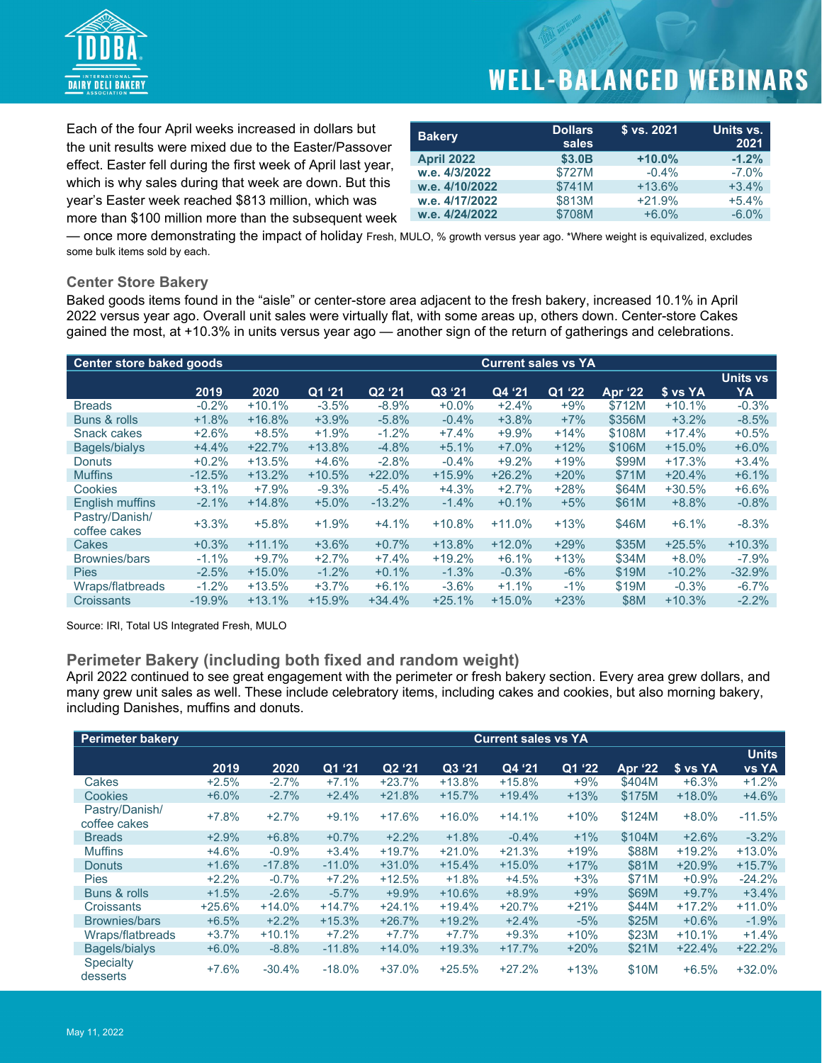Each of the four April weeks increased in dollars but the unit results were mixed due to the Easter/Passover effect. Easter fell during the first week of April last year, which is why sales during that week are down. But this year's Easter week reached $813 million, which was more than $100 million more than the subsequent week — once more demonstrating the impact of holiday

| Bakery | Dollars sales | $ vs. 2021 | Units vs. 2021 |
|---|---|---|---|
| **April 2022** | **$3.0B** | **+10.0%** | **-1.2%** |
| **w.e. 4/3/2022** | $727M | -0.4% | -7.0% |
| **w.e. 4/10/2022** | $741M | +13.6% | +3.4% |
| **w.e. 4/17/2022** | $813M | +21.9% | +5.4% |
| **w.e. 4/24/2022** | $708M | +6.0% | -6.0% |

Fresh, MULO, % growth versus year ago. *Where weight is equivalized, excludes some bulk items sold by each.

## Center Store Bakery

Baked goods items found in the "aisle" or center-store area adjacent to the fresh bakery, increased 10.1% in April 2022 versus year ago. Overall unit sales were virtually flat, with some areas up, others down. Center-store Cakes gained the most, at +10.3% in units versus year ago — another sign of the return of gatherings and celebrations.

| Center store baked goods | | | | | Current sales vs YA | | | | | |
|---|---|---|---|---|---|---|---|---|---|---|
| | 2019 | 2020 | Q1 '21 | Q2 '21 | Q3 '21 | Q4 '21 | Q1 '22 | Apr '22 | $ vs YA | Units vs YA |
| Breads | -0.2% | +10.1% | -3.5% | -8.9% | +0.0% | +2.4% | +9% | $712M | +10.1% | -0.3% |
| Buns & rolls | +1.8% | +16.8% | +3.9% | -5.8% | -0.4% | +3.8% | +7% | $356M | +3.2% | -8.5% |
| Snack cakes | +2.6% | +8.5% | +1.9% | -1.2% | +7.4% | +9.9% | +14% | $108M | +17.4% | +0.5% |
| Bagels/bialys | +4.4% | +22.7% | +13.8% | -4.8% | +5.1% | +7.0% | +12% | $106M | +15.0% | +6.0% |
| Donuts | +0.2% | +13.5% | +4.6% | -2.8% | -0.4% | +9.2% | +19% | $99M | +17.3% | +3.4% |
| Muffins | -12.5% | +13.2% | +10.5% | +22.0% | +15.9% | +26.2% | +20% | $71M | +20.4% | +6.1% |
| Cookies | +3.1% | +7.9% | -9.3% | -5.4% | +4.3% | +2.7% | +28% | $64M | +30.5% | +6.6% |
| English muffins | -2.1% | +14.8% | +5.0% | -13.2% | -1.4% | +0.1% | +5% | $61M | +8.8% | -0.8% |
| Pastry/Danish/ coffee cakes | +3.3% | +5.8% | +1.9% | +4.1% | +10.8% | +11.0% | +13% | $46M | +6.1% | -8.3% |
| Cakes | +0.3% | +11.1% | +3.6% | +0.7% | +13.8% | +12.0% | +29% | $35M | +25.5% | +10.3% |
| Brownies/bars | -1.1% | +9.7% | +2.7% | +7.4% | +19.2% | +6.1% | +13% | $34M | +8.0% | -7.9% |
| Pies | -2.5% | +15.0% | -1.2% | +0.1% | -1.3% | -0.3% | -6% | $19M | -10.2% | -32.9% |
| Wraps/flatbreads | -1.2% | +13.5% | +3.7% | +6.1% | -3.6% | +1.1% | -1% | $19M | -0.3% | -6.7% |
| Croissants | -19.9% | +13.1% | +15.9% | +34.4% | +25.1% | +15.0% | +23% | $8M | +10.3% | -2.2% |

Source: IRI, Total US Integrated Fresh, MULO

## Perimeter Bakery (including both fixed and random weight)

April 2022 continued to see great engagement with the perimeter or fresh bakery section. Every area grew dollars, and many grew unit sales as well. These include celebratory items, including cakes and cookies, but also morning bakery, including Danishes, muffins and donuts.

| Perimeter bakery | | | | | Current sales vs YA | | | | | |
|---|---|---|---|---|---|---|---|---|---|---|
| | 2019 | 2020 | Q1 '21 | Q2 '21 | Q3 '21 | Q4 '21 | Q1 '22 | Apr '22 | $ vs YA | Units vs YA |
| Cakes | +2.5% | -2.7% | +7.1% | +23.7% | +13.8% | +15.8% | +9% | $404M | +6.3% | +1.2% |
| Cookies | +6.0% | -2.7% | +2.4% | +21.8% | +15.7% | +19.4% | +13% | $175M | +18.0% | +4.6% |
| Pastry/Danish/ coffee cakes | +7.8% | +2.7% | +9.1% | +17.6% | +16.0% | +14.1% | +10% | $124M | +8.0% | -11.5% |
| Breads | +2.9% | +6.8% | +0.7% | +2.2% | +1.8% | -0.4% | +1% | $104M | +2.6% | -3.2% |
| Muffins | +4.6% | -0.9% | +3.4% | +19.7% | +21.0% | +21.3% | +19% | $88M | +19.2% | +13.0% |
| Donuts | +1.6% | -17.8% | -11.0% | +31.0% | +15.4% | +15.0% | +17% | $81M | +20.9% | +15.7% |
| Pies | +2.2% | -0.7% | +7.2% | +12.5% | +1.8% | +4.5% | +3% | $71M | +0.9% | -24.2% |
| Buns & rolls | +1.5% | -2.6% | -5.7% | +9.9% | +10.6% | +8.9% | +9% | $69M | +9.7% | +3.4% |
| Croissants | +25.6% | +14.0% | +14.7% | +24.1% | +19.4% | +20.7% | +21% | $44M | +17.2% | +11.0% |
| Brownies/bars | +6.5% | +2.2% | +15.3% | +26.7% | +19.2% | +2.4% | -5% | $25M | +0.6% | -1.9% |
| Wraps/flatbreads | +3.7% | +10.1% | +7.2% | +7.7% | +7.7% | +9.3% | +10% | $23M | +10.1% | +1.4% |
| Bagels/bialys | +6.0% | -8.8% | -11.8% | +14.0% | +19.3% | +17.7% | +20% | $21M | +22.4% | +22.2% |
| Specialty desserts | +7.6% | -30.4% | -18.0% | +37.0% | +25.5% | +27.2% | +13% | $10M | +6.5% | +32.0% |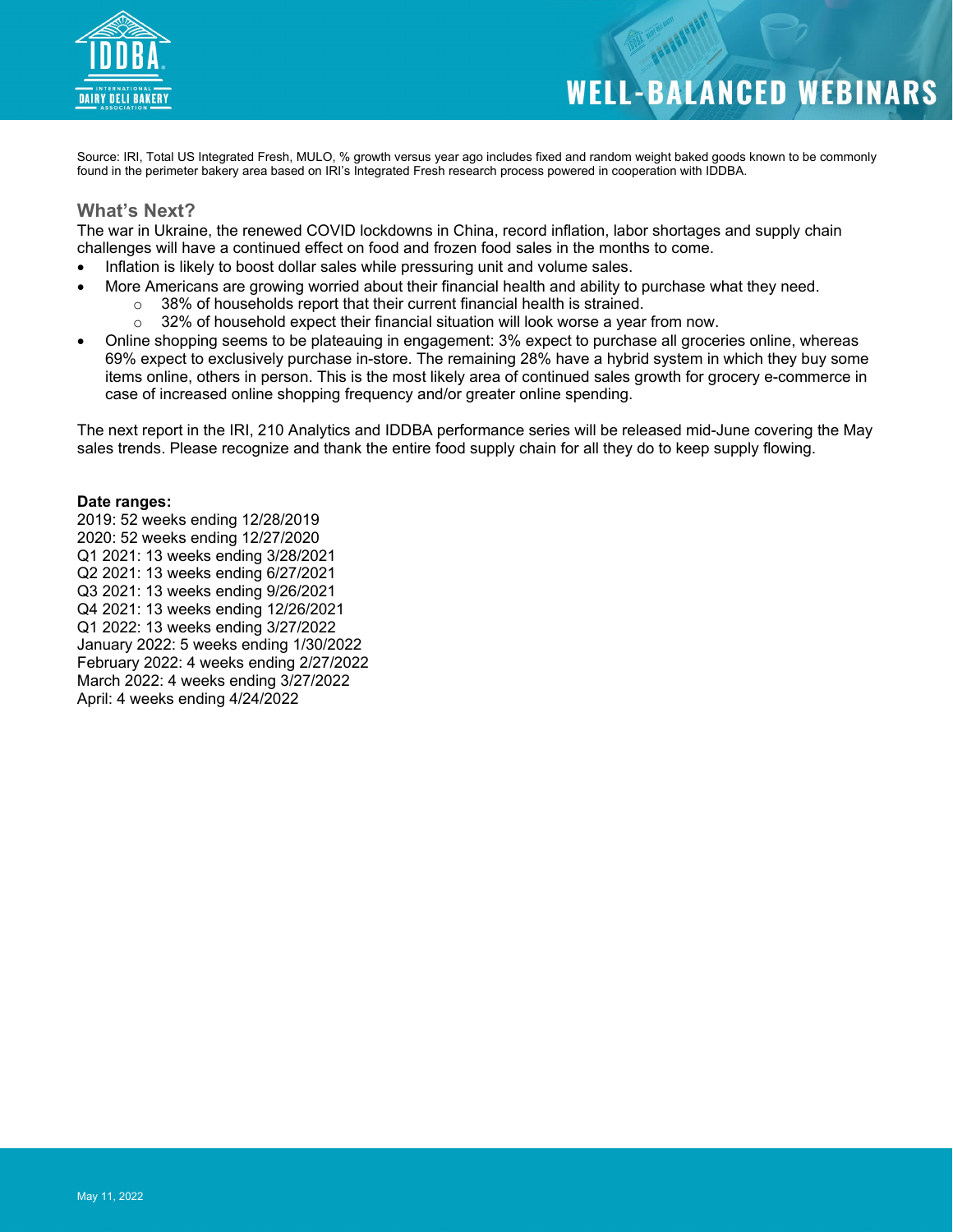Source: IRI, Total US Integrated Fresh, MULO, % growth versus year ago includes fixed and random weight baked goods known to be commonly found in the perimeter bakery area based on IRI's Integrated Fresh research process powered in cooperation with IDDBA.

## What's Next?

The war in Ukraine, the renewed COVID lockdowns in China, record inflation, labor shortages and supply chain challenges will have a continued effect on food and frozen food sales in the months to come.

- Inflation is likely to boost dollar sales while pressuring unit and volume sales.
- More Americans are growing worried about their financial health and ability to purchase what they need.
  - 38% of households report that their current financial health is strained.
  - 32% of household expect their financial situation will look worse a year from now.
- Online shopping seems to be plateauing in engagement: 3% expect to purchase all groceries online, whereas 69% expect to exclusively purchase in-store. The remaining 28% have a hybrid system in which they buy some items online, others in person. This is the most likely area of continued sales growth for grocery e-commerce in case of increased online shopping frequency and/or greater online spending.

The next report in the IRI, 210 Analytics and IDDBA performance series will be released mid-June covering the May sales trends. Please recognize and thank the entire food supply chain for all they do to keep supply flowing.

**Date ranges:**
2019: 52 weeks ending 12/28/2019
2020: 52 weeks ending 12/27/2020
Q1 2021: 13 weeks ending 3/28/2021
Q2 2021: 13 weeks ending 6/27/2021
Q3 2021: 13 weeks ending 9/26/2021
Q4 2021: 13 weeks ending 12/26/2021
Q1 2022: 13 weeks ending 3/27/2022
January 2022: 5 weeks ending 1/30/2022
February 2022: 4 weeks ending 2/27/2022
March 2022: 4 weeks ending 3/27/2022
April: 4 weeks ending 4/24/2022